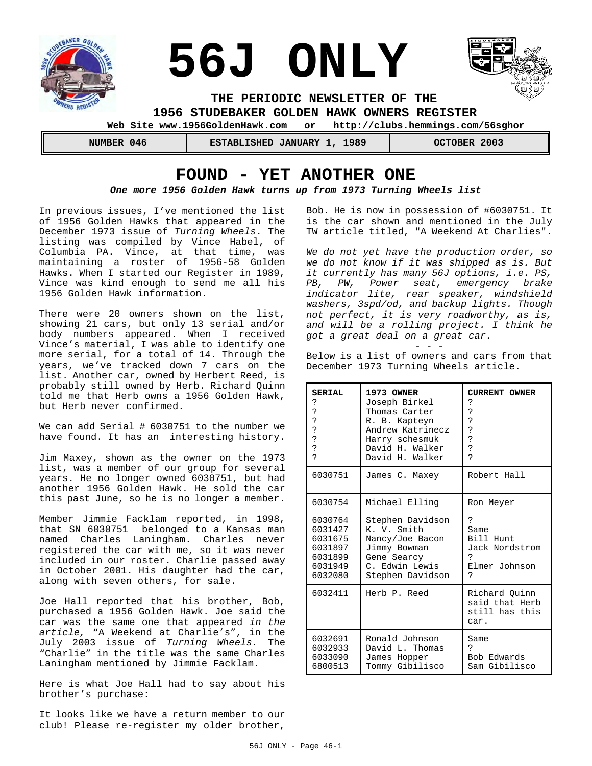# 56J ONLY

**THE PERIODIC NEWSLETTER OF THE**
**1956 STUDEBAKER GOLDEN HAWK OWNERS REGISTER**

**Web Site www.1956GoldenHawk.com or http://clubs.hemmings.com/56sghor**

| NUMBER 046 | ESTABLISHED JANUARY 1, 1989 | OCTOBER 2003 |
|---|---|---|

## FOUND - YET ANOTHER ONE

***One more 1956 Golden Hawk turns up from 1973 Turning Wheels list***

In previous issues, I've mentioned the list of 1956 Golden Hawks that appeared in the December 1973 issue of *Turning Wheels*. The listing was compiled by Vince Habel, of Columbia PA. Vince, at that time, was maintaining a roster of 1956-58 Golden Hawks. When I started our Register in 1989, Vince was kind enough to send me all his 1956 Golden Hawk information.

There were 20 owners shown on the list, showing 21 cars, but only 13 serial and/or body numbers appeared. When I received Vince's material, I was able to identify one more serial, for a total of 14. Through the years, we've tracked down 7 cars on the list. Another car, owned by Herbert Reed, is probably still owned by Herb. Richard Quinn told me that Herb owns a 1956 Golden Hawk, but Herb never confirmed.

We can add Serial # 6030751 to the number we have found. It has an interesting history.

Jim Maxey, shown as the owner on the 1973 list, was a member of our group for several years. He no longer owned 6030751, but had another 1956 Golden Hawk. He sold the car this past June, so he is no longer a member.

Member Jimmie Facklam reported, in 1998, that SN 6030751 belonged to a Kansas man named Charles Laningham. Charles never registered the car with me, so it was never included in our roster. Charlie passed away in October 2001. His daughter had the car, along with seven others, for sale.

Joe Hall reported that his brother, Bob, purchased a 1956 Golden Hawk. Joe said the car was the same one that appeared *in the article*, "A Weekend at Charlie's", in the July 2003 issue of *Turning Wheels*. The "Charlie" in the title was the same Charles Laningham mentioned by Jimmie Facklam.

Here is what Joe Hall had to say about his brother's purchase:

It looks like we have a return member to our club! Please re-register my older brother, Bob. He is now in possession of #6030751. It is the car shown and mentioned in the July TW article titled, "A Weekend At Charlies".

*We do not yet have the production order, so we do not know if it was shipped as is. But it currently has many 56J options, i.e. PS, PB, PW, Power seat, emergency brake indicator lite, rear speaker, windshield washers, 3spd/od, and backup lights. Though not perfect, it is very roadworthy, as is, and will be a rolling project. I think he got a great deal on a great car.*

\- - -

Below is a list of owners and cars from that December 1973 Turning Wheels article.

| SERIAL | 1973 OWNER | CURRENT OWNER |
|---|---|---|
| ? | Joseph Birkel | ? |
| ? | Thomas Carter | ? |
| ? | R. B. Kapteyn | ? |
| ? | Andrew Katrinecz | ? |
| ? | Harry schesmuk | ? |
| ? | David H. Walker | ? |
| ? | David H. Walker | ? |
| 6030751 | James C. Maxey | Robert Hall |
| 6030754 | Michael Elling | Ron Meyer |
| 6030764 | Stephen Davidson | ? |
| 6031427 | K. V. Smith | Same |
| 6031675 | Nancy/Joe Bacon | Bill Hunt |
| 6031897 | Jimmy Bowman | Jack Nordstrom |
| 6031899 | Gene Searcy | ? |
| 6031949 | C. Edwin Lewis | Elmer Johnson |
| 6032080 | Stephen Davidson | ? |
| 6032411 | Herb P. Reed | Richard Quinn said that Herb still has this car. |
| 6032691 | Ronald Johnson | Same |
| 6032933 | David L. Thomas | ? |
| 6033090 | James Hopper | Bob Edwards |
| 6800513 | Tommy Gibilisco | Sam Gibilisco |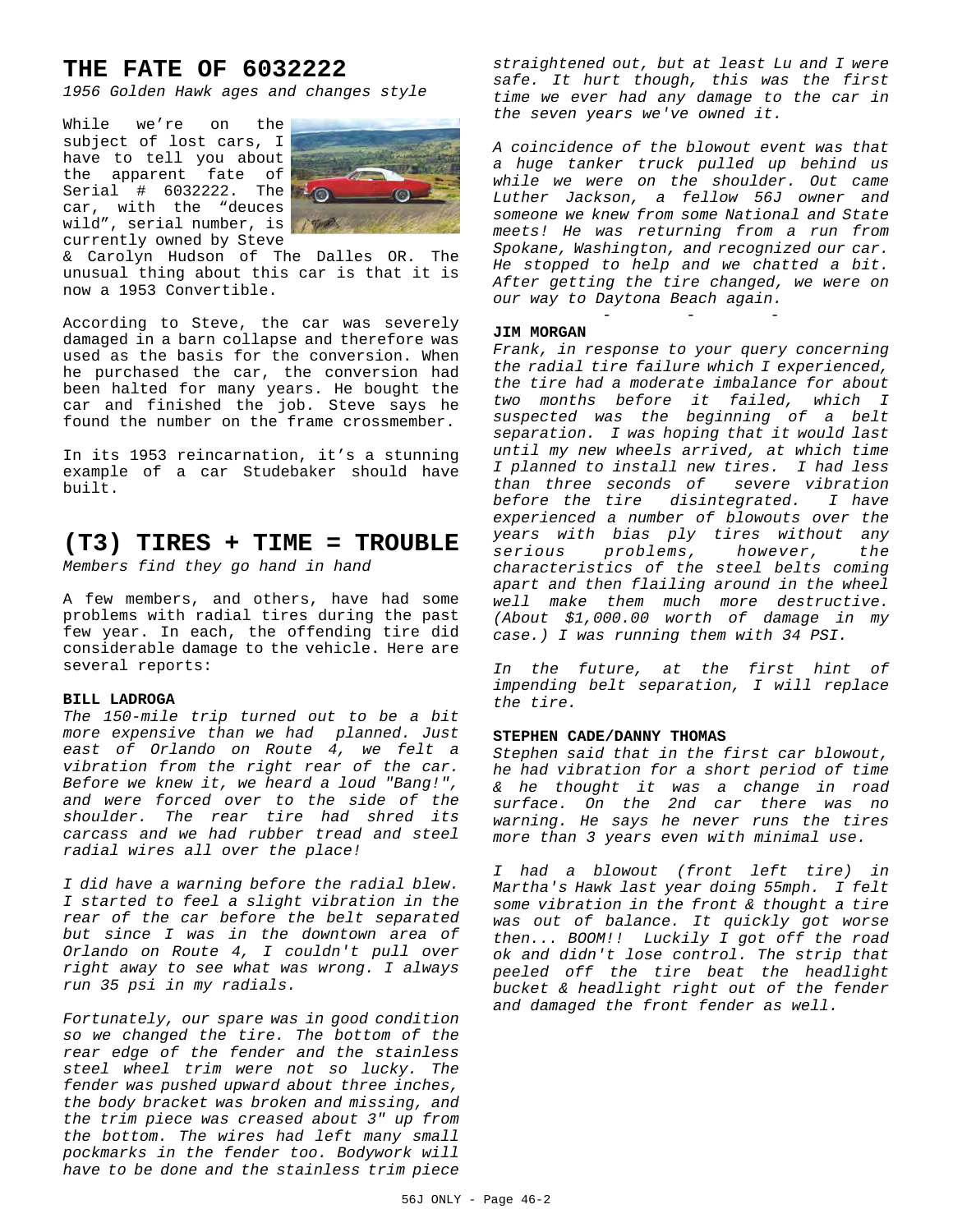# THE FATE OF 6032222

*1956 Golden Hawk ages and changes style*

While we're on the subject of lost cars, I have to tell you about the apparent fate of Serial # 6032222. The car, with the "deuces wild", serial number, is currently owned by Steve & Carolyn Hudson of The Dalles OR. The unusual thing about this car is that it is now a 1953 Convertible.

According to Steve, the car was severely damaged in a barn collapse and therefore was used as the basis for the conversion. When he purchased the car, the conversion had been halted for many years. He bought the car and finished the job. Steve says he found the number on the frame crossmember.

In its 1953 reincarnation, it's a stunning example of a car Studebaker should have built.

# (T3) TIRES + TIME = TROUBLE

*Members find they go hand in hand*

A few members, and others, have had some problems with radial tires during the past few year. In each, the offending tire did considerable damage to the vehicle. Here are several reports:

**BILL LADROGA**

*The 150-mile trip turned out to be a bit more expensive than we had planned. Just east of Orlando on Route 4, we felt a vibration from the right rear of the car. Before we knew it, we heard a loud "Bang!", and were forced over to the side of the shoulder. The rear tire had shred its carcass and we had rubber tread and steel radial wires all over the place!*

*I did have a warning before the radial blew. I started to feel a slight vibration in the rear of the car before the belt separated but since I was in the downtown area of Orlando on Route 4, I couldn't pull over right away to see what was wrong. I always run 35 psi in my radials.*

*Fortunately, our spare was in good condition so we changed the tire. The bottom of the rear edge of the fender and the stainless steel wheel trim were not so lucky. The fender was pushed upward about three inches, the body bracket was broken and missing, and the trim piece was creased about 3" up from the bottom. The wires had left many small pockmarks in the fender too. Bodywork will have to be done and the stainless trim piece straightened out, but at least Lu and I were safe. It hurt though, this was the first time we ever had any damage to the car in the seven years we've owned it.*

*A coincidence of the blowout event was that a huge tanker truck pulled up behind us while we were on the shoulder. Out came Luther Jackson, a fellow 56J owner and someone we knew from some National and State meets! He was returning from a run from Spokane, Washington, and recognized our car. He stopped to help and we chatted a bit. After getting the tire changed, we were on our way to Daytona Beach again.*

- - -

**JIM MORGAN**

*Frank, in response to your query concerning the radial tire failure which I experienced, the tire had a moderate imbalance for about two months before it failed, which I suspected was the beginning of a belt separation. I was hoping that it would last until my new wheels arrived, at which time I planned to install new tires. I had less than three seconds of severe vibration before the tire disintegrated. I have experienced a number of blowouts over the years with bias ply tires without any serious problems, however, the characteristics of the steel belts coming apart and then flailing around in the wheel well make them much more destructive. (About $1,000.00 worth of damage in my case.) I was running them with 34 PSI.*

*In the future, at the first hint of impending belt separation, I will replace the tire.*

**STEPHEN CADE/DANNY THOMAS**

*Stephen said that in the first car blowout, he had vibration for a short period of time & he thought it was a change in road surface. On the 2nd car there was no warning. He says he never runs the tires more than 3 years even with minimal use.*

*I had a blowout (front left tire) in Martha's Hawk last year doing 55mph. I felt some vibration in the front & thought a tire was out of balance. It quickly got worse then... BOOM!! Luckily I got off the road ok and didn't lose control. The strip that peeled off the tire beat the headlight bucket & headlight right out of the fender and damaged the front fender as well.*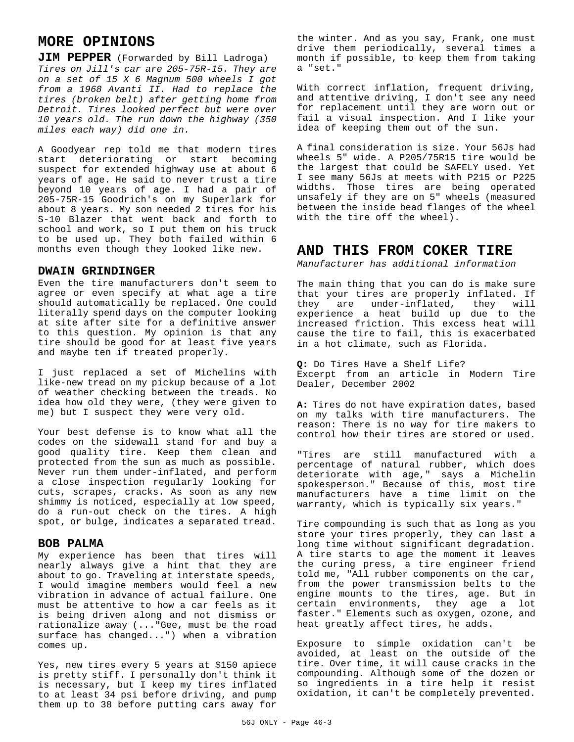## MORE OPINIONS

**JIM PEPPER** (Forwarded by Bill Ladroga)

*Tires on Jill's car are 205-75R-15. They are on a set of 15 X 6 Magnum 500 wheels I got from a 1968 Avanti II. Had to replace the tires (broken belt) after getting home from Detroit. Tires looked perfect but were over 10 years old. The run down the highway (350 miles each way) did one in.*

A Goodyear rep told me that modern tires start deteriorating or start becoming suspect for extended highway use at about 6 years of age. He said to never trust a tire beyond 10 years of age. I had a pair of 205-75R-15 Goodrich's on my Superlark for about 8 years. My son needed 2 tires for his S-10 Blazer that went back and forth to school and work, so I put them on his truck to be used up. They both failed within 6 months even though they looked like new.

### DWAIN GRINDINGER

Even the tire manufacturers don't seem to agree or even specify at what age a tire should automatically be replaced. One could literally spend days on the computer looking at site after site for a definitive answer to this question. My opinion is that any tire should be good for at least five years and maybe ten if treated properly.

I just replaced a set of Michelins with like-new tread on my pickup because of a lot of weather checking between the treads. No idea how old they were, (they were given to me) but I suspect they were very old.

Your best defense is to know what all the codes on the sidewall stand for and buy a good quality tire. Keep them clean and protected from the sun as much as possible. Never run them under-inflated, and perform a close inspection regularly looking for cuts, scrapes, cracks. As soon as any new shimmy is noticed, especially at low speed, do a run-out check on the tires. A high spot, or bulge, indicates a separated tread.

### BOB PALMA

My experience has been that tires will nearly always give a hint that they are about to go. Traveling at interstate speeds, I would imagine members would feel a new vibration in advance of actual failure. One must be attentive to how a car feels as it is being driven along and not dismiss or rationalize away (..."Gee, must be the road surface has changed...") when a vibration comes up.

Yes, new tires every 5 years at $150 apiece is pretty stiff. I personally don't think it is necessary, but I keep my tires inflated to at least 34 psi before driving, and pump them up to 38 before putting cars away for the winter. And as you say, Frank, one must drive them periodically, several times a month if possible, to keep them from taking a "set."

With correct inflation, frequent driving, and attentive driving, I don't see any need for replacement until they are worn out or fail a visual inspection. And I like your idea of keeping them out of the sun.

A final consideration is size. Your 56Js had wheels 5" wide. A P205/75R15 tire would be the largest that could be SAFELY used. Yet I see many 56Js at meets with P215 or P225 widths. Those tires are being operated unsafely if they are on 5" wheels (measured between the inside bead flanges of the wheel with the tire off the wheel).

## AND THIS FROM COKER TIRE

*Manufacturer has additional information*

The main thing that you can do is make sure that your tires are properly inflated. If they are under-inflated, they will experience a heat build up due to the increased friction. This excess heat will cause the tire to fail, this is exacerbated in a hot climate, such as Florida.

**Q:** Do Tires Have a Shelf Life?
Excerpt from an article in Modern Tire Dealer, December 2002

**A:** Tires do not have expiration dates, based on my talks with tire manufacturers. The reason: There is no way for tire makers to control how their tires are stored or used.

"Tires are still manufactured with a percentage of natural rubber, which does deteriorate with age," says a Michelin spokesperson." Because of this, most tire manufacturers have a time limit on the warranty, which is typically six years."

Tire compounding is such that as long as you store your tires properly, they can last a long time without significant degradation. A tire starts to age the moment it leaves the curing press, a tire engineer friend told me, "All rubber components on the car, from the power transmission belts to the engine mounts to the tires, age. But in certain environments, they age a lot faster." Elements such as oxygen, ozone, and heat greatly affect tires, he adds.

Exposure to simple oxidation can't be avoided, at least on the outside of the tire. Over time, it will cause cracks in the compounding. Although some of the dozen or so ingredients in a tire help it resist oxidation, it can't be completely prevented.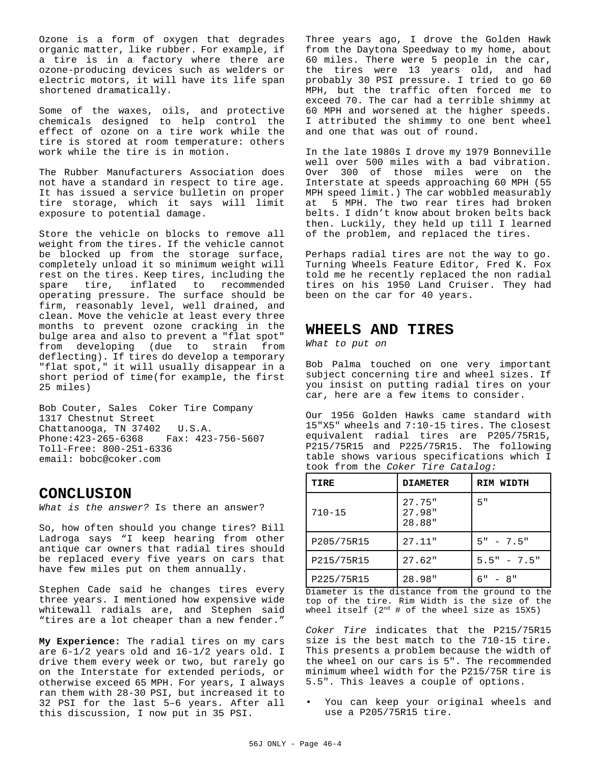Ozone is a form of oxygen that degrades organic matter, like rubber. For example, if a tire is in a factory where there are ozone-producing devices such as welders or electric motors, it will have its life span shortened dramatically.

Some of the waxes, oils, and protective chemicals designed to help control the effect of ozone on a tire work while the tire is stored at room temperature: others work while the tire is in motion.

The Rubber Manufacturers Association does not have a standard in respect to tire age. It has issued a service bulletin on proper tire storage, which it says will limit exposure to potential damage.

Store the vehicle on blocks to remove all weight from the tires. If the vehicle cannot be blocked up from the storage surface, completely unload it so minimum weight will rest on the tires. Keep tires, including the spare tire, inflated to recommended operating pressure. The surface should be firm, reasonably level, well drained, and clean. Move the vehicle at least every three months to prevent ozone cracking in the bulge area and also to prevent a "flat spot" from developing (due to strain from deflecting). If tires do develop a temporary "flat spot," it will usually disappear in a short period of time(for example, the first 25 miles)

Bob Couter, Sales Coker Tire Company
1317 Chestnut Street
Chattanooga, TN 37402 U.S.A.
Phone:423-265-6368 Fax: 423-756-5607
Toll-Free: 800-251-6336
email: bobc@coker.com

## CONCLUSION

*What is the answer?* Is there an answer?

So, how often should you change tires? Bill Ladroga says "I keep hearing from other antique car owners that radial tires should be replaced every five years on cars that have few miles put on them annually.

Stephen Cade said he changes tires every three years. I mentioned how expensive wide whitewall radials are, and Stephen said "tires are a lot cheaper than a new fender."

**My Experience:** The radial tires on my cars are 6-1/2 years old and 16-1/2 years old. I drive them every week or two, but rarely go on the Interstate for extended periods, or otherwise exceed 65 MPH. For years, I always ran them with 28-30 PSI, but increased it to 32 PSI for the last 5–6 years. After all this discussion, I now put in 35 PSI.

Three years ago, I drove the Golden Hawk from the Daytona Speedway to my home, about 60 miles. There were 5 people in the car, the tires were 13 years old, and had probably 30 PSI pressure. I tried to go 60 MPH, but the traffic often forced me to exceed 70. The car had a terrible shimmy at 60 MPH and worsened at the higher speeds. I attributed the shimmy to one bent wheel and one that was out of round.

In the late 1980s I drove my 1979 Bonneville well over 500 miles with a bad vibration. Over 300 of those miles were on the Interstate at speeds approaching 60 MPH (55 MPH speed limit.) The car wobbled measurably at 5 MPH. The two rear tires had broken belts. I didn't know about broken belts back then. Luckily, they held up till I learned of the problem, and replaced the tires.

Perhaps radial tires are not the way to go. Turning Wheels Feature Editor, Fred K. Fox told me he recently replaced the non radial tires on his 1950 Land Cruiser. They had been on the car for 40 years.

## WHEELS AND TIRES

*What to put on*

Bob Palma touched on one very important subject concerning tire and wheel sizes. If you insist on putting radial tires on your car, here are a few items to consider.

Our 1956 Golden Hawks came standard with 15"X5" wheels and 7:10-15 tires. The closest equivalent radial tires are P205/75R15, P215/75R15 and P225/75R15. The following table shows various specifications which I took from the *Coker Tire Catalog:*

| TIRE | DIAMETER | RIM WIDTH |
|---|---|---|
| 710-15 | 27.75"<br>27.98"<br>28.88" | 5" |
| P205/75R15 | 27.11" | 5" - 7.5" |
| P215/75R15 | 27.62" | 5.5" - 7.5" |
| P225/75R15 | 28.98" | 6" - 8" |

Diameter is the distance from the ground to the top of the tire. Rim Width is the size of the wheel itself (2nd # of the wheel size as 15X5)

*Coker Tire* indicates that the P215/75R15 size is the best match to the 710-15 tire. This presents a problem because the width of the wheel on our cars is 5". The recommended minimum wheel width for the P215/75R tire is 5.5". This leaves a couple of options.

- You can keep your original wheels and use a P205/75R15 tire.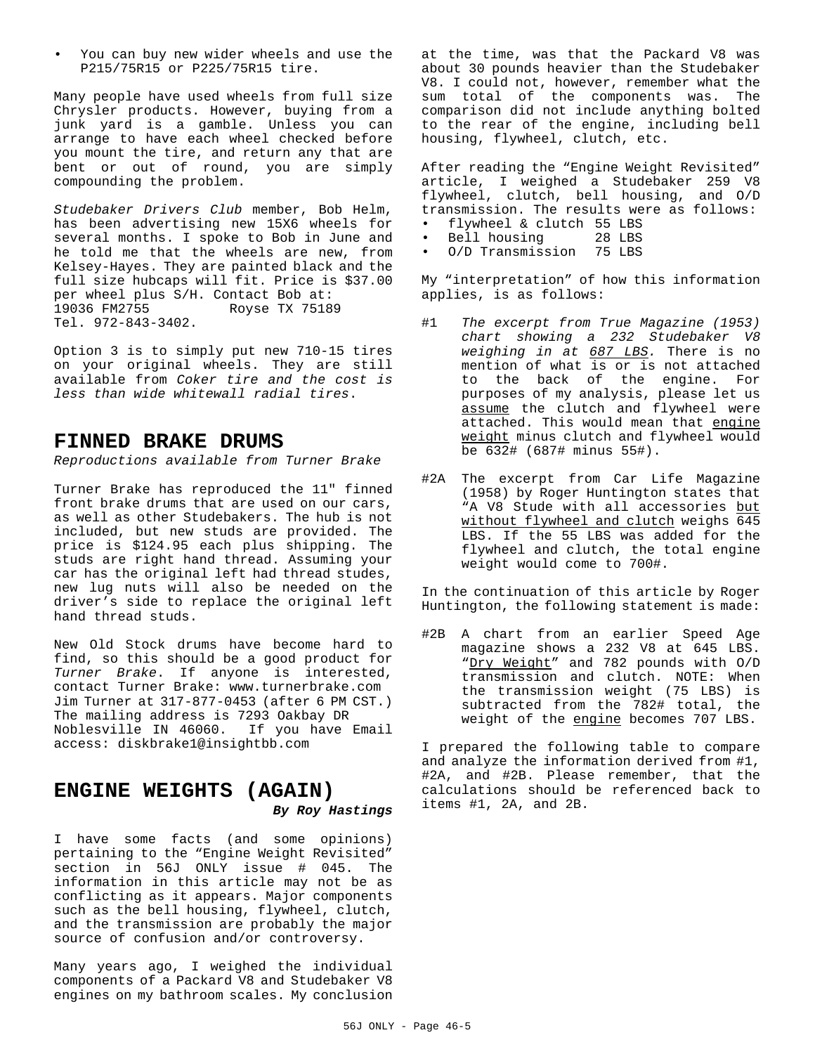- You can buy new wider wheels and use the P215/75R15 or P225/75R15 tire.

Many people have used wheels from full size Chrysler products. However, buying from a junk yard is a gamble. Unless you can arrange to have each wheel checked before you mount the tire, and return any that are bent or out of round, you are simply compounding the problem.

*Studebaker Drivers Club* member, Bob Helm, has been advertising new 15X6 wheels for several months. I spoke to Bob in June and he told me that the wheels are new, from Kelsey-Hayes. They are painted black and the full size hubcaps will fit. Price is $37.00 per wheel plus S/H. Contact Bob at:
19036 FM2755 Royse TX 75189
Tel. 972-843-3402.

Option 3 is to simply put new 710-15 tires on your original wheels. They are still available from *Coker tire and the cost is less than wide whitewall radial tires*.

## FINNED BRAKE DRUMS

*Reproductions available from Turner Brake*

Turner Brake has reproduced the 11" finned front brake drums that are used on our cars, as well as other Studebakers. The hub is not included, but new studs are provided. The price is $124.95 each plus shipping. The studs are right hand thread. Assuming your car has the original left had thread studes, new lug nuts will also be needed on the driver's side to replace the original left hand thread studs.

New Old Stock drums have become hard to find, so this should be a good product for *Turner Brake*. If anyone is interested, contact Turner Brake: www.turnerbrake.com
Jim Turner at 317-877-0453 (after 6 PM CST.)
The mailing address is 7293 Oakbay DR
Noblesville IN 46060. If you have Email access: diskbrake1@insightbb.com

## ENGINE WEIGHTS (AGAIN)

***By Roy Hastings***

I have some facts (and some opinions) pertaining to the "Engine Weight Revisited" section in 56J ONLY issue # 045. The information in this article may not be as conflicting as it appears. Major components such as the bell housing, flywheel, clutch, and the transmission are probably the major source of confusion and/or controversy.

Many years ago, I weighed the individual components of a Packard V8 and Studebaker V8 engines on my bathroom scales. My conclusion at the time, was that the Packard V8 was about 30 pounds heavier than the Studebaker V8. I could not, however, remember what the sum total of the components was. The comparison did not include anything bolted to the rear of the engine, including bell housing, flywheel, clutch, etc.

After reading the "Engine Weight Revisited" article, I weighed a Studebaker 259 V8 flywheel, clutch, bell housing, and O/D transmission. The results were as follows:

- flywheel & clutch 55 LBS
- Bell housing 28 LBS
- O/D Transmission 75 LBS

My "interpretation" of how this information applies, is as follows:

#1 *The excerpt from True Magazine (1953) chart showing a 232 Studebaker V8 weighing in at 687 LBS.* There is no mention of what is or is not attached to the back of the engine. For purposes of my analysis, please let us assume the clutch and flywheel were attached. This would mean that engine weight minus clutch and flywheel would be 632# (687# minus 55#).

#2A The excerpt from Car Life Magazine (1958) by Roger Huntington states that "A V8 Stude with all accessories but without flywheel and clutch weighs 645 LBS. If the 55 LBS was added for the flywheel and clutch, the total engine weight would come to 700#.

In the continuation of this article by Roger Huntington, the following statement is made:

#2B A chart from an earlier Speed Age magazine shows a 232 V8 at 645 LBS. "Dry Weight" and 782 pounds with O/D transmission and clutch. NOTE: When the transmission weight (75 LBS) is subtracted from the 782# total, the weight of the engine becomes 707 LBS.

I prepared the following table to compare and analyze the information derived from #1, #2A, and #2B. Please remember, that the calculations should be referenced back to items #1, 2A, and 2B.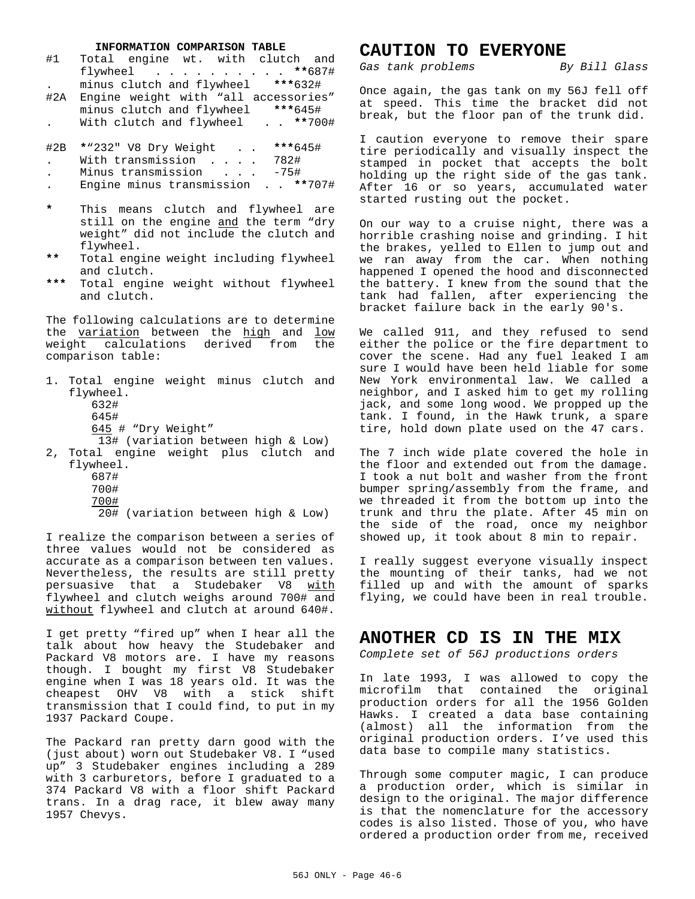#### INFORMATION COMPARISON TABLE

#1 Total engine wt. with clutch and flywheel . . . . . . . . . . **687#
. minus clutch and flywheel ***632#
#2A Engine weight with "all accessories" minus clutch and flywheel ***645#
. With clutch and flywheel . . **700#

#2B *"232" V8 Dry Weight . . ***645#
. With transmission . . . . 782#
. Minus transmission . . . -75#
. Engine minus transmission . . **707#

\* This means clutch and flywheel are still on the engine and the term "dry weight" did not include the clutch and flywheel.

** Total engine weight including flywheel and clutch.

*** Total engine weight without flywheel and clutch.

The following calculations are to determine the variation between the high and low weight calculations derived from the comparison table:

1. Total engine weight minus clutch and flywheel.
   632#
   645#
   645 # "Dry Weight"
   13# (variation between high & Low)
2, Total engine weight plus clutch and flywheel.
   687#
   700#
   700#
   20# (variation between high & Low)

I realize the comparison between a series of three values would not be considered as accurate as a comparison between ten values. Nevertheless, the results are still pretty persuasive that a Studebaker V8 with flywheel and clutch weighs around 700# and without flywheel and clutch at around 640#.

I get pretty "fired up" when I hear all the talk about how heavy the Studebaker and Packard V8 motors are. I have my reasons though. I bought my first V8 Studebaker engine when I was 18 years old. It was the cheapest OHV V8 with a stick shift transmission that I could find, to put in my 1937 Packard Coupe.

The Packard ran pretty darn good with the (just about) worn out Studebaker V8. I "used up" 3 Studebaker engines including a 289 with 3 carburetors, before I graduated to a 374 Packard V8 with a floor shift Packard trans. In a drag race, it blew away many 1957 Chevys.

# CAUTION TO EVERYONE

*Gas tank problems* *By Bill Glass*

Once again, the gas tank on my 56J fell off at speed. This time the bracket did not break, but the floor pan of the trunk did.

I caution everyone to remove their spare tire periodically and visually inspect the stamped in pocket that accepts the bolt holding up the right side of the gas tank. After 16 or so years, accumulated water started rusting out the pocket.

On our way to a cruise night, there was a horrible crashing noise and grinding. I hit the brakes, yelled to Ellen to jump out and we ran away from the car. When nothing happened I opened the hood and disconnected the battery. I knew from the sound that the tank had fallen, after experiencing the bracket failure back in the early 90's.

We called 911, and they refused to send either the police or the fire department to cover the scene. Had any fuel leaked I am sure I would have been held liable for some New York environmental law. We called a neighbor, and I asked him to get my rolling jack, and some long wood. We propped up the tank. I found, in the Hawk trunk, a spare tire, hold down plate used on the 47 cars.

The 7 inch wide plate covered the hole in the floor and extended out from the damage. I took a nut bolt and washer from the front bumper spring/assembly from the frame, and we threaded it from the bottom up into the trunk and thru the plate. After 45 min on the side of the road, once my neighbor showed up, it took about 8 min to repair.

I really suggest everyone visually inspect the mounting of their tanks, had we not filled up and with the amount of sparks flying, we could have been in real trouble.

# ANOTHER CD IS IN THE MIX

*Complete set of 56J productions orders*

In late 1993, I was allowed to copy the microfilm that contained the original production orders for all the 1956 Golden Hawks. I created a data base containing (almost) all the information from the original production orders. I've used this data base to compile many statistics.

Through some computer magic, I can produce a production order, which is similar in design to the original. The major difference is that the nomenclature for the accessory codes is also listed. Those of you, who have ordered a production order from me, received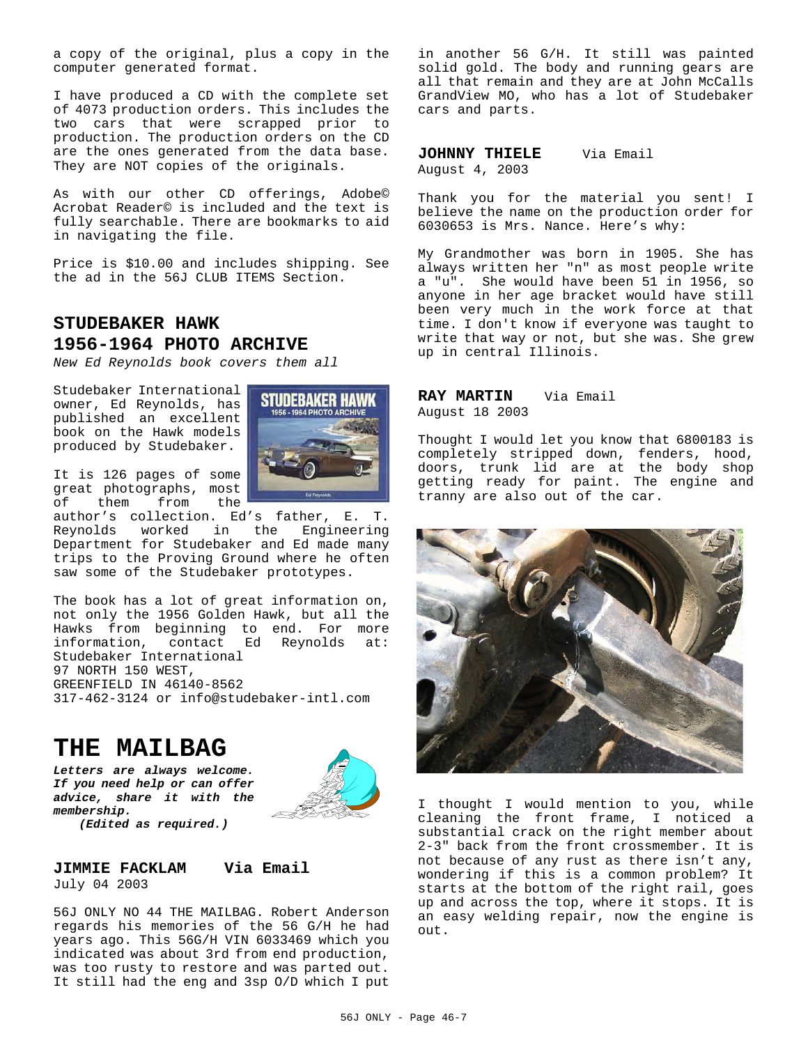a copy of the original, plus a copy in the computer generated format.

I have produced a CD with the complete set of 4073 production orders. This includes the two cars that were scrapped prior to production. The production orders on the CD are the ones generated from the data base. They are NOT copies of the originals.

As with our other CD offerings, Adobe© Acrobat Reader© is included and the text is fully searchable. There are bookmarks to aid in navigating the file.

Price is $10.00 and includes shipping. See the ad in the 56J CLUB ITEMS Section.

## STUDEBAKER HAWK 1956-1964 PHOTO ARCHIVE

*New Ed Reynolds book covers them all*

Studebaker International owner, Ed Reynolds, has published an excellent book on the Hawk models produced by Studebaker.

It is 126 pages of some great photographs, most of them from the author's collection. Ed's father, E. T. Reynolds worked in the Engineering Department for Studebaker and Ed made many trips to the Proving Ground where he often saw some of the Studebaker prototypes.

The book has a lot of great information on, not only the 1956 Golden Hawk, but all the Hawks from beginning to end. For more information, contact Ed Reynolds at:
Studebaker International
97 NORTH 150 WEST,
GREENFIELD IN 46140-8562
317-462-3124 or info@studebaker-intl.com

# THE MAILBAG

***Letters are always welcome. If you need help or can offer advice, share it with the membership.***
***(Edited as required.)***

**JIMMIE FACKLAM Via Email**
July 04 2003

56J ONLY NO 44 THE MAILBAG. Robert Anderson regards his memories of the 56 G/H he had years ago. This 56G/H VIN 6033469 which you indicated was about 3rd from end production, was too rusty to restore and was parted out. It still had the eng and 3sp O/D which I put in another 56 G/H. It still was painted solid gold. The body and running gears are all that remain and they are at John McCalls GrandView MO, who has a lot of Studebaker cars and parts.

**JOHNNY THIELE** Via Email
August 4, 2003

Thank you for the material you sent! I believe the name on the production order for 6030653 is Mrs. Nance. Here's why:

My Grandmother was born in 1905. She has always written her "n" as most people write a "u". She would have been 51 in 1956, so anyone in her age bracket would have still been very much in the work force at that time. I don't know if everyone was taught to write that way or not, but she was. She grew up in central Illinois.

**RAY MARTIN** Via Email
August 18 2003

Thought I would let you know that 6800183 is completely stripped down, fenders, hood, doors, trunk lid are at the body shop getting ready for paint. The engine and tranny are also out of the car.

I thought I would mention to you, while cleaning the front frame, I noticed a substantial crack on the right member about 2-3" back from the front crossmember. It is not because of any rust as there isn't any, wondering if this is a common problem? It starts at the bottom of the right rail, goes up and across the top, where it stops. It is an easy welding repair, now the engine is out.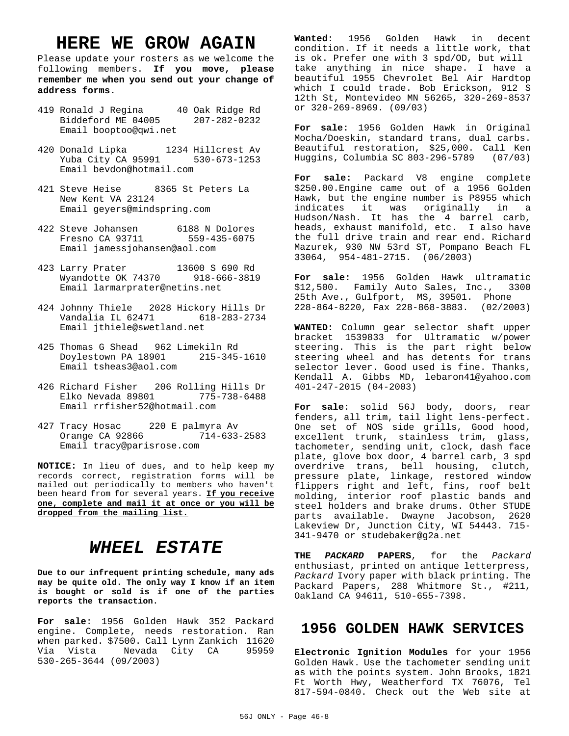# HERE WE GROW AGAIN

Please update your rosters as we welcome the following members. **If you move, please remember me when you send out your change of address forms.**

419 Ronald J Regina 40 Oak Ridge Rd
Biddeford ME 04005 207-282-0232
Email booptoo@qwi.net

420 Donald Lipka 1234 Hillcrest Av
Yuba City CA 95991 530-673-1253
Email bevdon@hotmail.com

421 Steve Heise 8365 St Peters La
New Kent VA 23124
Email geyers@mindspring.com

422 Steve Johansen 6188 N Dolores
Fresno CA 93711 559-435-6075
Email jamessjohansen@aol.com

423 Larry Prater 13600 S 690 Rd
Wyandotte OK 74370 918-666-3819
Email larmarprater@netins.net

424 Johnny Thiele 2028 Hickory Hills Dr
Vandalia IL 62471 618-283-2734
Email jthiele@swetland.net

425 Thomas G Shead 962 Limekiln Rd
Doylestown PA 18901 215-345-1610
Email tsheas3@aol.com

426 Richard Fisher 206 Rolling Hills Dr
Elko Nevada 89801 775-738-6488
Email rrfisher52@hotmail.com

427 Tracy Hosac 220 E palmyra Av
Orange CA 92866 714-633-2583
Email tracy@parisrose.com

**NOTICE:** In lieu of dues, and to help keep my records correct, registration forms will be mailed out periodically to members who haven't been heard from for several years. **If you receive one, complete and mail it at once or you will be dropped from the mailing list.**

# *WHEEL ESTATE*

**Due to our infrequent printing schedule, many ads may be quite old. The only way I know if an item is bought or sold is if one of the parties reports the transaction.**

**For sale**: 1956 Golden Hawk 352 Packard engine. Complete, needs restoration. Ran when parked. $7500. Call Lynn Zankich 11620 Via Vista Nevada City CA 95959 530-265-3644 (09/2003)

**Wanted**: 1956 Golden Hawk in decent condition. If it needs a little work, that is ok. Prefer one with 3 spd/OD, but will take anything in nice shape. I have a beautiful 1955 Chevrolet Bel Air Hardtop which I could trade. Bob Erickson, 912 S 12th St, Montevideo MN 56265, 320-269-8537 or 320-269-8969. (09/03)

**For sale:** 1956 Golden Hawk in Original Mocha/Doeskin, standard trans, dual carbs. Beautiful restoration, $25,000. Call Ken Huggins, Columbia SC 803-296-5789 (07/03)

**For sale:** Packard V8 engine complete $250.00.Engine came out of a 1956 Golden Hawk, but the engine number is P8955 which indicates it was originally in a Hudson/Nash. It has the 4 barrel carb, heads, exhaust manifold, etc. I also have the full drive train and rear end. Richard Mazurek, 930 NW 53rd ST, Pompano Beach FL 33064, 954-481-2715. (06/2003)

**For sale:** 1956 Golden Hawk ultramatic $12,500. Family Auto Sales, Inc., 3300 25th Ave., Gulfport, MS, 39501. Phone 228-864-8220, Fax 228-868-3883. (02/2003)

**WANTED:** Column gear selector shaft upper bracket 1539833 for Ultramatic w/power steering. This is the part right below steering wheel and has detents for trans selector lever. Good used is fine. Thanks, Kendall A. Gibbs MD, lebaron41@yahoo.com 401-247-2015 (04-2003)

**For sale**: solid 56J body, doors, rear fenders, all trim, tail light lens-perfect. One set of NOS side grills, Good hood, excellent trunk, stainless trim, glass, tachometer, sending unit, clock, dash face plate, glove box door, 4 barrel carb, 3 spd overdrive trans, bell housing, clutch, pressure plate, linkage, restored window flippers right and left, fins, roof belt molding, interior roof plastic bands and steel holders and brake drums. Other STUDE parts available. Dwayne Jacobson, 2620 Lakeview Dr, Junction City, WI 54443. 715-341-9470 or studebaker@g2a.net

**THE *PACKARD* PAPERS**, for the *Packard* enthusiast, printed on antique letterpress, *Packard* Ivory paper with black printing. The Packard Papers, 288 Whitmore St., #211, Oakland CA 94611, 510-655-7398.

# 1956 GOLDEN HAWK SERVICES

**Electronic Ignition Modules** for your 1956 Golden Hawk. Use the tachometer sending unit as with the points system. John Brooks, 1821 Ft Worth Hwy, Weatherford TX 76076, Tel 817-594-0840. Check out the Web site at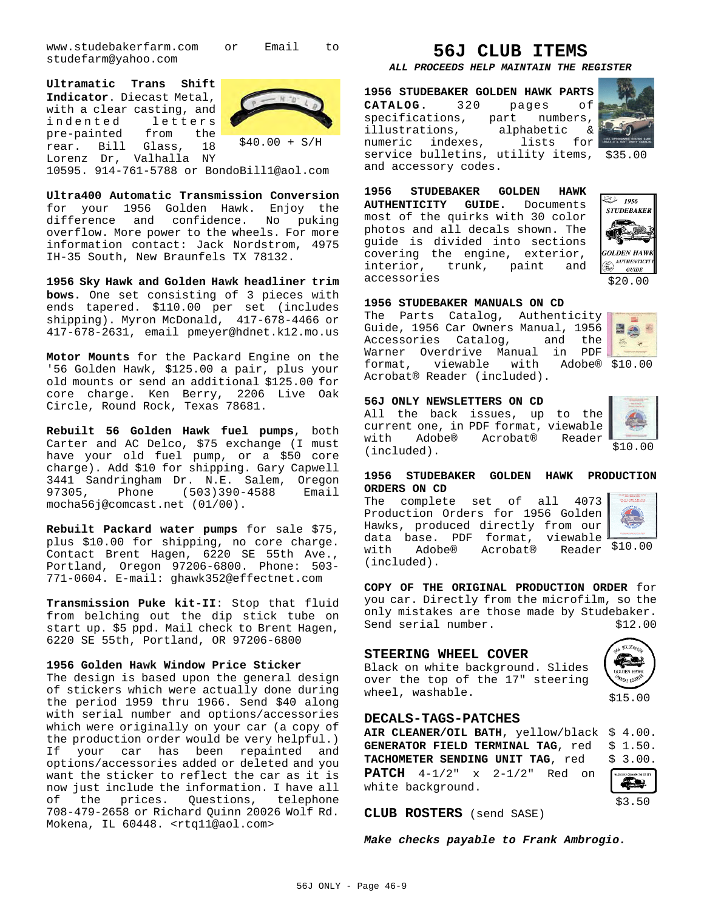www.studebakerfarm.com or Email to studefarm@yahoo.com

**Ultramatic Trans Shift Indicator**. Diecast Metal, with a clear casting, and indented letters pre-painted from the rear. Bill Glass, 18 Lorenz Dr, Valhalla NY 10595. 914-761-5788 or BondoBill1@aol.com

$40.00 + S/H

**Ultra400 Automatic Transmission Conversion** for your 1956 Golden Hawk. Enjoy the difference and confidence. No puking overflow. More power to the wheels. For more information contact: Jack Nordstrom, 4975 IH-35 South, New Braunfels TX 78132.

**1956 Sky Hawk and Golden Hawk headliner trim bows.** One set consisting of 3 pieces with ends tapered. $110.00 per set (includes shipping). Myron McDonald, 417-678-4466 or 417-678-2631, email pmeyer@hdnet.k12.mo.us

**Motor Mounts** for the Packard Engine on the '56 Golden Hawk, $125.00 a pair, plus your old mounts or send an additional $125.00 for core charge. Ken Berry, 2206 Live Oak Circle, Round Rock, Texas 78681.

**Rebuilt 56 Golden Hawk fuel pumps**, both Carter and AC Delco, $75 exchange (I must have your old fuel pump, or a $50 core charge). Add $10 for shipping. Gary Capwell 3441 Sandringham Dr. N.E. Salem, Oregon 97305, Phone (503)390-4588 Email mocha56j@comcast.net (01/00).

**Rebuilt Packard water pumps** for sale $75, plus $10.00 for shipping, no core charge. Contact Brent Hagen, 6220 SE 55th Ave., Portland, Oregon 97206-6800. Phone: 503-771-0604. E-mail: ghawk352@effectnet.com

**Transmission Puke kit-II**: Stop that fluid from belching out the dip stick tube on start up. $5 ppd. Mail check to Brent Hagen, 6220 SE 55th, Portland, OR 97206-6800

**1956 Golden Hawk Window Price Sticker**
The design is based upon the general design of stickers which were actually done during the period 1959 thru 1966. Send $40 along with serial number and options/accessories which were originally on your car (a copy of the production order would be very helpful.) If your car has been repainted and options/accessories added or deleted and you want the sticker to reflect the car as it is now just include the information. I have all of the prices. Questions, telephone 708-479-2658 or Richard Quinn 20026 Wolf Rd. Mokena, IL 60448. <rtq11@aol.com>

# 56J CLUB ITEMS

***ALL PROCEEDS HELP MAINTAIN THE REGISTER***

**1956 STUDEBAKER GOLDEN HAWK PARTS CATALOG.** 320 pages of specifications, part numbers, illustrations, alphabetic & numeric indexes, lists for service bulletins, utility items, and accessory codes. $35.00

**1956 STUDEBAKER GOLDEN HAWK AUTHENTICITY GUIDE.** Documents most of the quirks with 30 color photos and all decals shown. The guide is divided into sections covering the engine, exterior, interior, trunk, paint and accessories $20.00

**1956 STUDEBAKER MANUALS ON CD**
The Parts Catalog, Authenticity Guide, 1956 Car Owners Manual, 1956 Accessories Catalog, and the Warner Overdrive Manual in PDF format, viewable with Adobe® Acrobat® Reader (included). $10.00

**56J ONLY NEWSLETTERS ON CD**
All the back issues, up to the current one, in PDF format, viewable with Adobe® Acrobat® Reader (included). $10.00

**1956 STUDEBAKER GOLDEN HAWK PRODUCTION ORDERS ON CD**
The complete set of all 4073 Production Orders for 1956 Golden Hawks, produced directly from our data base. PDF format, viewable with Adobe® Acrobat® Reader (included). $10.00

**COPY OF THE ORIGINAL PRODUCTION ORDER** for you car. Directly from the microfilm, so the only mistakes are those made by Studebaker. Send serial number. $12.00

## STEERING WHEEL COVER

Black on white background. Slides over the top of the 17" steering wheel, washable. $15.00

## DECALS-TAGS-PATCHES

**AIR CLEANER/OIL BATH**, yellow/black $ 4.00.
**GENERATOR FIELD TERMINAL TAG**, red $ 1.50.
**TACHOMETER SENDING UNIT TAG**, red $ 3.00.
**PATCH** 4-1/2" x 2-1/2" Red on white background. $3.50

**CLUB ROSTERS** (send SASE)

***Make checks payable to Frank Ambrogio.***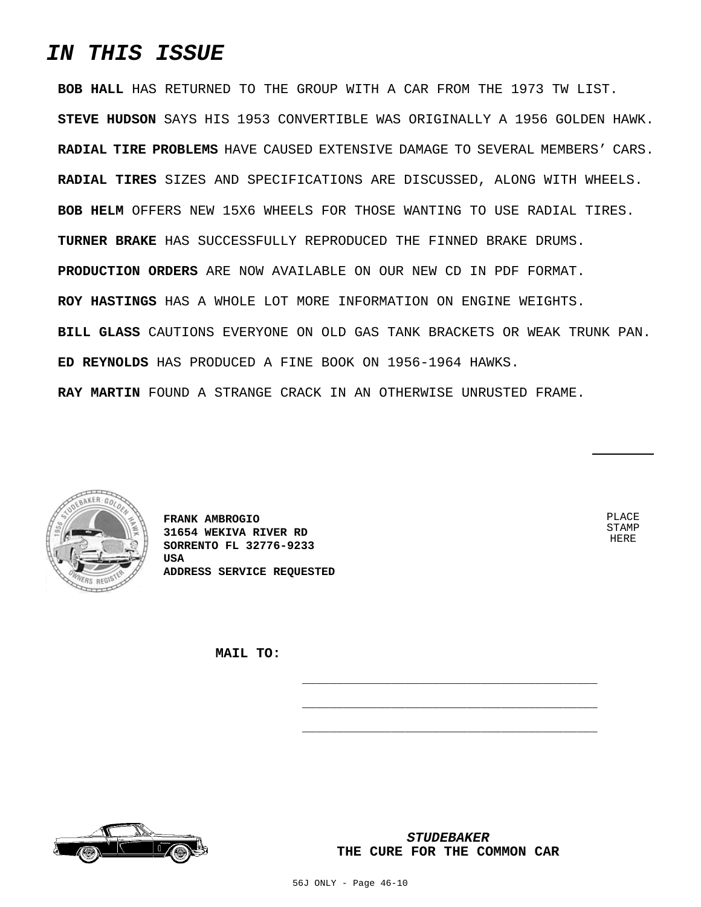# *IN THIS ISSUE*

**BOB HALL** HAS RETURNED TO THE GROUP WITH A CAR FROM THE 1973 TW LIST.

**STEVE HUDSON** SAYS HIS 1953 CONVERTIBLE WAS ORIGINALLY A 1956 GOLDEN HAWK.

**RADIAL TIRE PROBLEMS** HAVE CAUSED EXTENSIVE DAMAGE TO SEVERAL MEMBERS' CARS.

**RADIAL TIRES** SIZES AND SPECIFICATIONS ARE DISCUSSED, ALONG WITH WHEELS.

**BOB HELM** OFFERS NEW 15X6 WHEELS FOR THOSE WANTING TO USE RADIAL TIRES.

**TURNER BRAKE** HAS SUCCESSFULLY REPRODUCED THE FINNED BRAKE DRUMS.

**PRODUCTION ORDERS** ARE NOW AVAILABLE ON OUR NEW CD IN PDF FORMAT.

**ROY HASTINGS** HAS A WHOLE LOT MORE INFORMATION ON ENGINE WEIGHTS.

**BILL GLASS** CAUTIONS EVERYONE ON OLD GAS TANK BRACKETS OR WEAK TRUNK PAN.

**ED REYNOLDS** HAS PRODUCED A FINE BOOK ON 1956-1964 HAWKS.

**RAY MARTIN** FOUND A STRANGE CRACK IN AN OTHERWISE UNRUSTED FRAME.

**FRANK AMBROGIO**
**31654 WEKIVA RIVER RD**
**SORRENTO FL 32776-9233**
**USA**
**ADDRESS SERVICE REQUESTED**

PLACE
STAMP
HERE

**MAIL TO:**

\_\_\_\_\_\_\_\_\_\_\_\_\_\_\_\_\_\_\_\_\_\_\_\_\_\_\_\_\_\_\_\_\_\_\_\_\_\_\_\_

\_\_\_\_\_\_\_\_\_\_\_\_\_\_\_\_\_\_\_\_\_\_\_\_\_\_\_\_\_\_\_\_\_\_\_\_\_\_\_\_

\_\_\_\_\_\_\_\_\_\_\_\_\_\_\_\_\_\_\_\_\_\_\_\_\_\_\_\_\_\_\_\_\_\_\_\_\_\_\_\_

***STUDEBAKER***
**THE CURE FOR THE COMMON CAR**